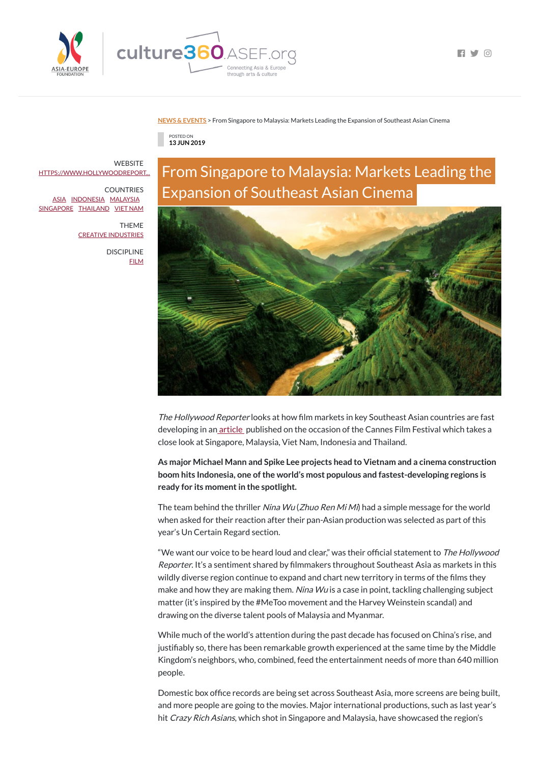NEWS & EVENTS > From Singapore to Malaysia: Markets Leading the Expansion of Southeast Asian Cinema

POSTED ON
13 JUN 2019

WEBSITE
HTTPS://WWW.HOLLYWOODREPORT...

COUNTRIES
ASIA INDONESIA MALAYSIA SINGAPORE THAILAND VIET NAM

THEME
CREATIVE INDUSTRIES

DISCIPLINE
FILM

# From Singapore to Malaysia: Markets Leading the Expansion of Southeast Asian Cinema

*The Hollywood Reporter* looks at how film markets in key Southeast Asian countries are fast developing in an article published on the occasion of the Cannes Film Festival which takes a close look at Singapore, Malaysia, Viet Nam, Indonesia and Thailand.

**As major Michael Mann and Spike Lee projects head to Vietnam and a cinema construction boom hits Indonesia, one of the world's most populous and fastest-developing regions is ready for its moment in the spotlight.**

The team behind the thriller *Nina Wu* (*Zhuo Ren Mi Mi*) had a simple message for the world when asked for their reaction after their pan-Asian production was selected as part of this year's Un Certain Regard section.

"We want our voice to be heard loud and clear," was their official statement to *The Hollywood Reporter*. It's a sentiment shared by filmmakers throughout Southeast Asia as markets in this wildly diverse region continue to expand and chart new territory in terms of the films they make and how they are making them. *Nina Wu* is a case in point, tackling challenging subject matter (it's inspired by the #MeToo movement and the Harvey Weinstein scandal) and drawing on the diverse talent pools of Malaysia and Myanmar.

While much of the world's attention during the past decade has focused on China's rise, and justifiably so, there has been remarkable growth experienced at the same time by the Middle Kingdom's neighbors, who, combined, feed the entertainment needs of more than 640 million people.

Domestic box office records are being set across Southeast Asia, more screens are being built, and more people are going to the movies. Major international productions, such as last year's hit *Crazy Rich Asians*, which shot in Singapore and Malaysia, have showcased the region's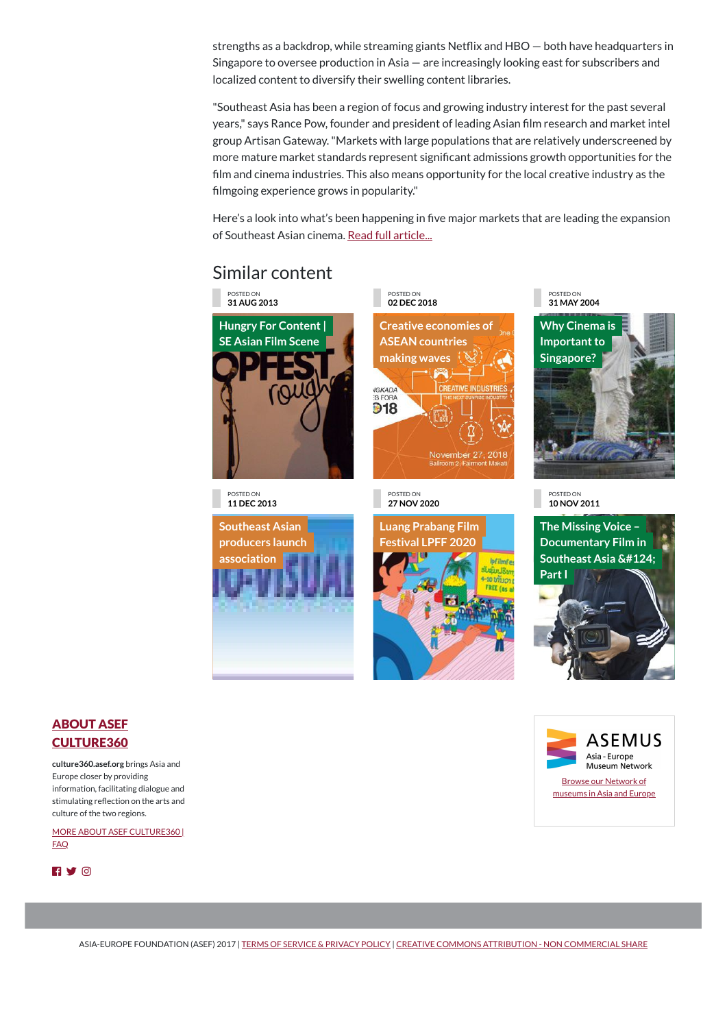strengths as a backdrop, while streaming giants Netflix and HBO — both have headquarters in Singapore to oversee production in Asia — are increasingly looking east for subscribers and localized content to diversify their swelling content libraries.

"Southeast Asia has been a region of focus and growing industry interest for the past several years," says Rance Pow, founder and president of leading Asian film research and market intel group Artisan Gateway. "Markets with large populations that are relatively underscreened by more mature market standards represent significant admissions growth opportunities for the film and cinema industries. This also means opportunity for the local creative industry as the filmgoing experience grows in popularity."

Here's a look into what's been happening in five major markets that are leading the expansion of Southeast Asian cinema. Read full article...

## Similar content

POSTED ON
31 AUG 2013

Hungry For Content | SE Asian Film Scene

POSTED ON
02 DEC 2018

Creative economies of ASEAN countries making waves

POSTED ON
31 MAY 2004

Why Cinema is Important to Singapore?

POSTED ON
11 DEC 2013

Southeast Asian producers launch association

POSTED ON
27 NOV 2020

Luang Prabang Film Festival LPFF 2020

POSTED ON
10 NOV 2011

The Missing Voice – Documentary Film in Southeast Asia &#124; Part I

## ABOUT ASEF CULTURE360

**culture360.asef.org** brings Asia and Europe closer by providing information, facilitating dialogue and stimulating reflection on the arts and culture of the two regions.

MORE ABOUT ASEF CULTURE360 | FAQ

ASEMUS
Asia - Europe
Museum Network

Browse our Network of museums in Asia and Europe

ASIA-EUROPE FOUNDATION (ASEF) 2017 | TERMS OF SERVICE & PRIVACY POLICY | CREATIVE COMMONS ATTRIBUTION - NON COMMERCIAL SHARE